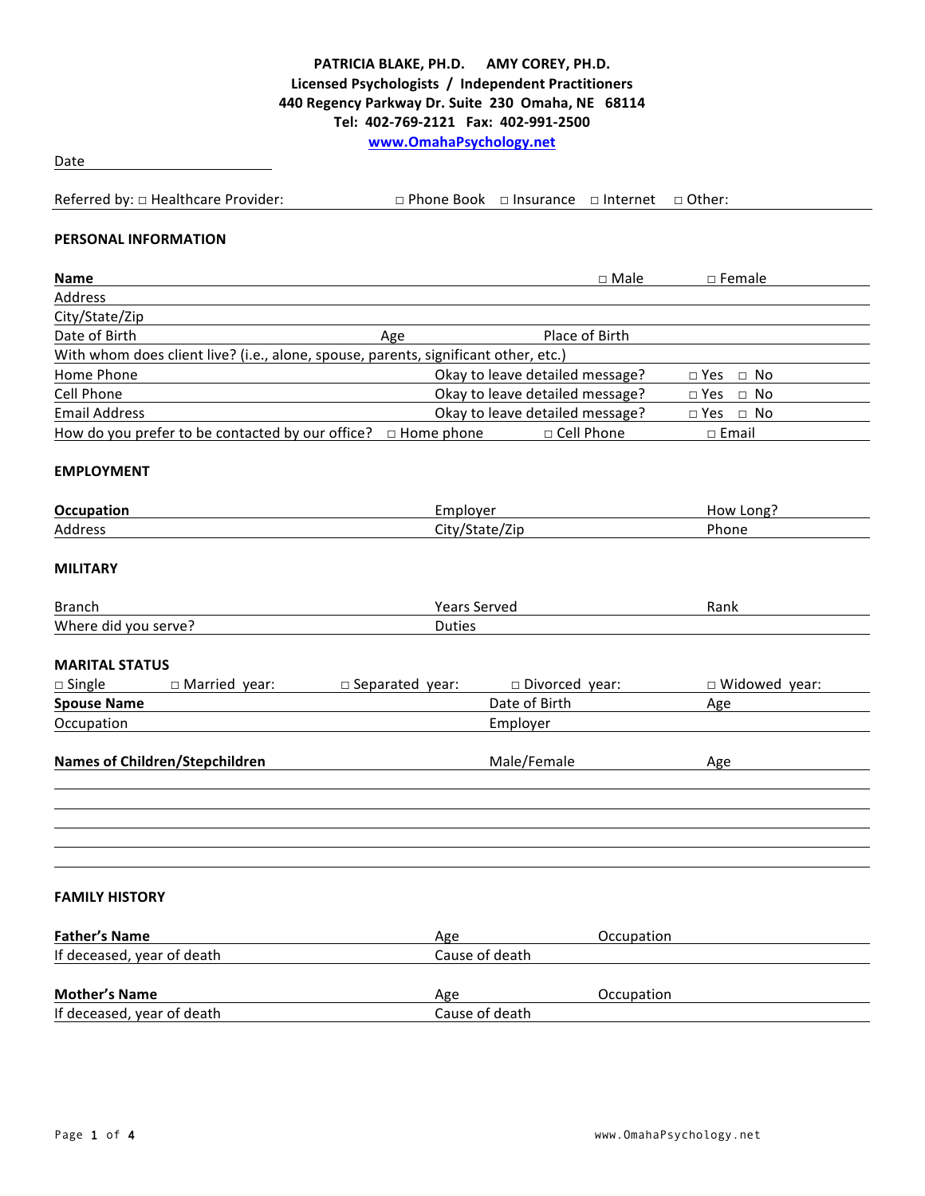**PATRICIA BLAKE, PH.D.      AMY COREY, PH.D.**
**Licensed Psychologists / Independent Practitioners**
**440 Regency Parkway Dr. Suite 230 Omaha, NE 68114**
**Tel: 402-769-2121 Fax: 402-991-2500**
**[www.OmahaPsychology.net](http://www.OmahaPsychology.net)**

Date \_\_\_\_\_\_\_\_\_\_\_\_\_\_\_\_\_\_\_\_\_\_\_\_\_\_

Referred by: □ Healthcare Provider: □ Phone Book □ Insurance □ Internet □ Other:

## PERSONAL INFORMATION

**Name** □ Male □ Female

Address

City/State/Zip

Date of Birth Age Place of Birth

With whom does client live? (i.e., alone, spouse, parents, significant other, etc.)

Home Phone Okay to leave detailed message? □ Yes □ No

Cell Phone Okay to leave detailed message? □ Yes □ No

Email Address Okay to leave detailed message? □ Yes □ No

How do you prefer to be contacted by our office? □ Home phone □ Cell Phone □ Email

## EMPLOYMENT

**Occupation** Employer How Long?

Address City/State/Zip Phone

## MILITARY

Branch Years Served Rank

Where did you serve? Duties

## MARITAL STATUS

□ Single □ Married year: □ Separated year: □ Divorced year: □ Widowed year:

**Spouse Name** Date of Birth Age

Occupation Employer

| Names of Children/Stepchildren | Male/Female | Age |
|---|---|---|
| | | |
| | | |
| | | |
| | | |
| | | |

## FAMILY HISTORY

**Father's Name** Age Occupation

If deceased, year of death Cause of death

**Mother's Name** Age Occupation

If deceased, year of death Cause of death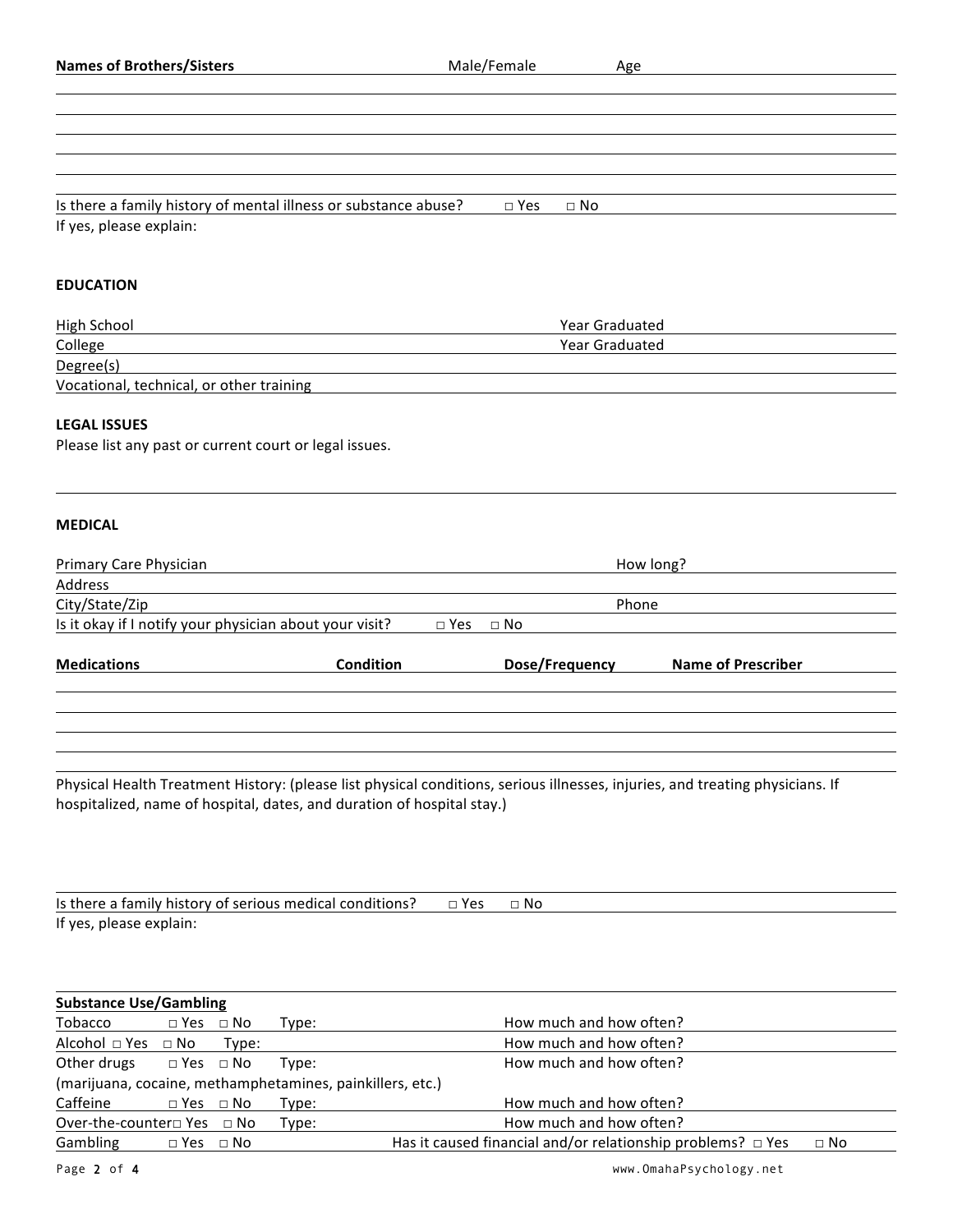| **Names of Brothers/Sisters** | Male/Female | Age |
|---|---|---|
| | | |
| | | |
| | | |
| | | |
| | | |
| | | |

Is there a family history of mental illness or substance abuse? □ Yes □ No

If yes, please explain:

**EDUCATION**

High School Year Graduated

College Year Graduated

Degree(s)

Vocational, technical, or other training

**LEGAL ISSUES**

Please list any past or current court or legal issues.

**MEDICAL**

Primary Care Physician How long?

Address

City/State/Zip Phone

Is it okay if I notify your physician about your visit? □ Yes □ No

| **Medications** | **Condition** | **Dose/Frequency** | **Name of Prescriber** |
|---|---|---|---|
| | | | |
| | | | |
| | | | |
| | | | |
| | | | |

Physical Health Treatment History: (please list physical conditions, serious illnesses, injuries, and treating physicians. If hospitalized, name of hospital, dates, and duration of hospital stay.)

Is there a family history of serious medical conditions? □ Yes □ No

If yes, please explain:

**Substance Use/Gambling**

Tobacco □ Yes □ No Type: How much and how often?

Alcohol □ Yes □ No Type: How much and how often?

Other drugs □ Yes □ No Type: How much and how often?
(marijuana, cocaine, methamphetamines, painkillers, etc.)

Caffeine □ Yes □ No Type: How much and how often?

Over-the-counter □ Yes □ No Type: How much and how often?

Gambling □ Yes □ No Has it caused financial and/or relationship problems? □ Yes □ No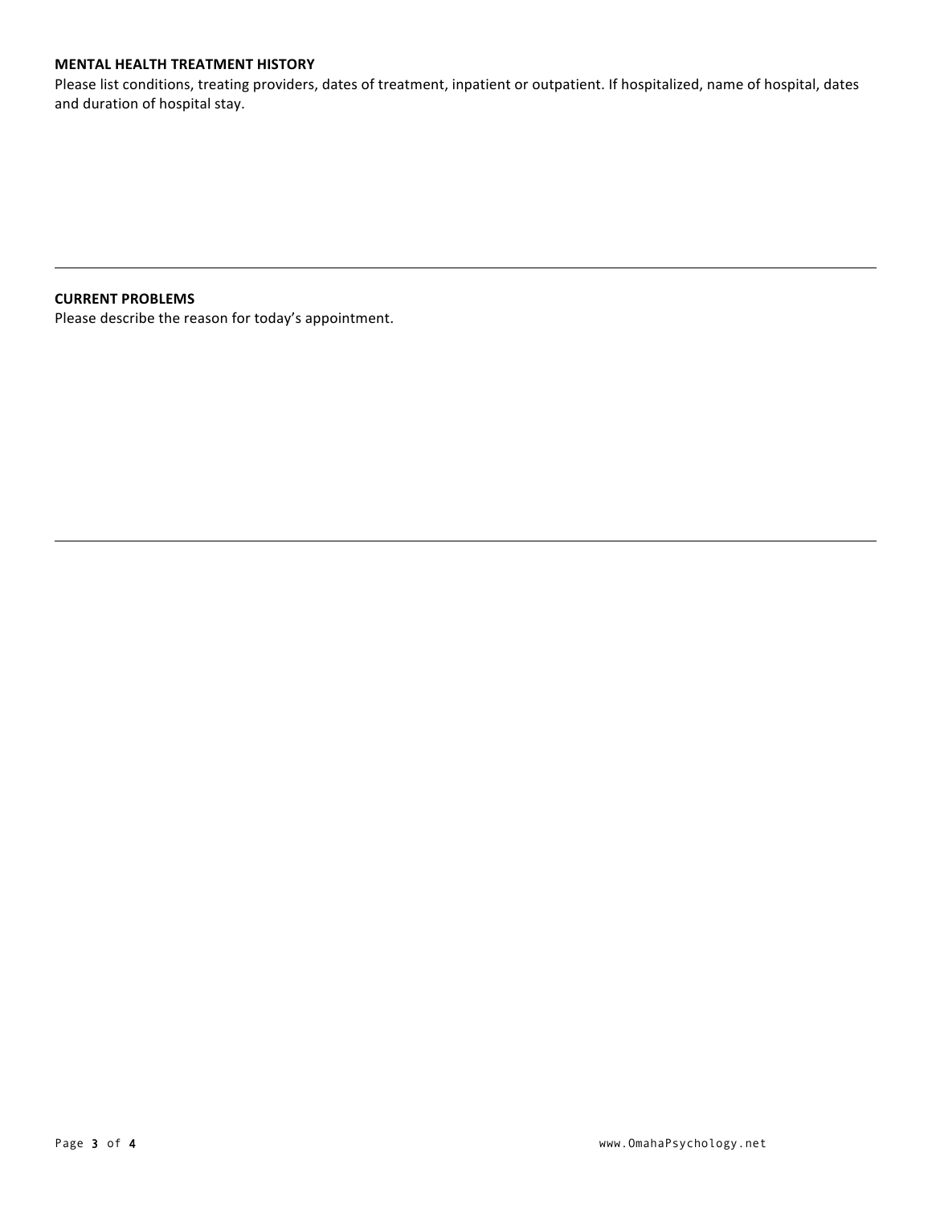**MENTAL HEALTH TREATMENT HISTORY**

Please list conditions, treating providers, dates of treatment, inpatient or outpatient. If hospitalized, name of hospital, dates and duration of hospital stay.

---

**CURRENT PROBLEMS**

Please describe the reason for today's appointment.

---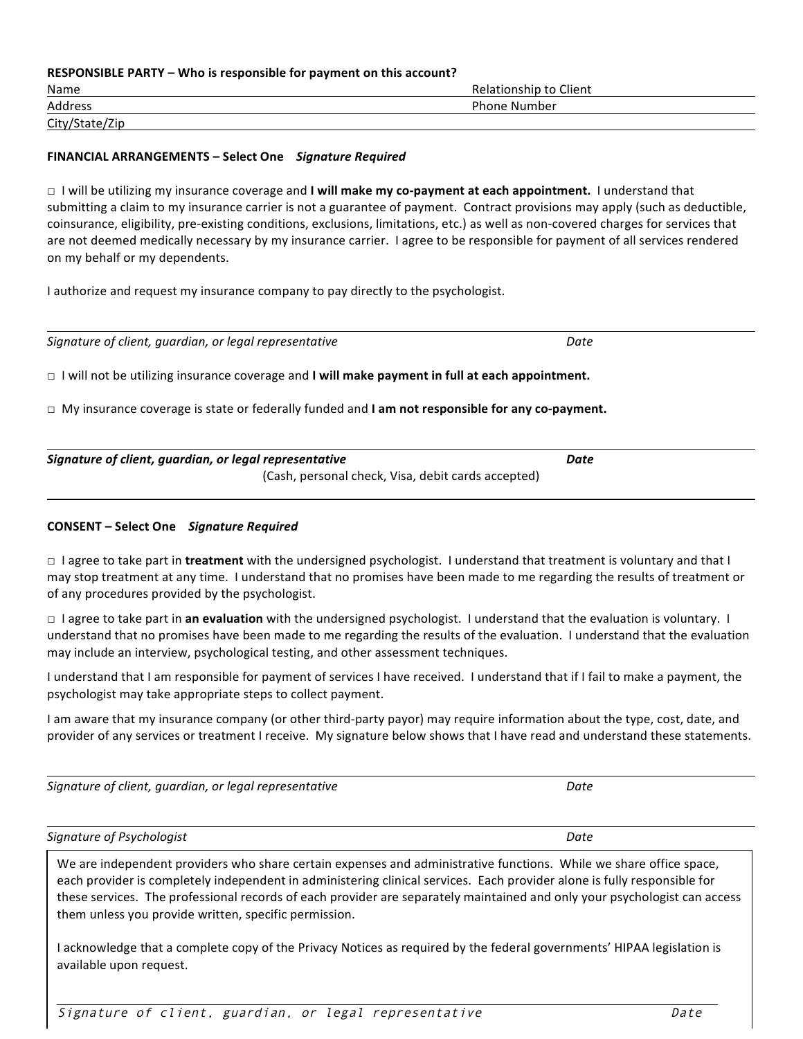**RESPONSIBLE PARTY – Who is responsible for payment on this account?**

Name _______________________________ Relationship to Client _______________________________

Address _______________________________ Phone Number _______________________________

City/State/Zip _______________________________

**FINANCIAL ARRANGEMENTS – Select One** ***Signature Required***

□ I will be utilizing my insurance coverage and **I will make my co-payment at each appointment.** I understand that submitting a claim to my insurance carrier is not a guarantee of payment. Contract provisions may apply (such as deductible, coinsurance, eligibility, pre-existing conditions, exclusions, limitations, etc.) as well as non-covered charges for services that are not deemed medically necessary by my insurance carrier. I agree to be responsible for payment of all services rendered on my behalf or my dependents.

I authorize and request my insurance company to pay directly to the psychologist.

_______________________________________________________________

*Signature of client, guardian, or legal representative* *Date*

□ I will not be utilizing insurance coverage and **I will make payment in full at each appointment.**

□ My insurance coverage is state or federally funded and **I am not responsible for any co-payment.**

_______________________________________________________________

***Signature of client, guardian, or legal representative*** ***Date***

(Cash, personal check, Visa, debit cards accepted)

---

**CONSENT – Select One** ***Signature Required***

□ I agree to take part in **treatment** with the undersigned psychologist. I understand that treatment is voluntary and that I may stop treatment at any time. I understand that no promises have been made to me regarding the results of treatment or of any procedures provided by the psychologist.

□ I agree to take part in **an evaluation** with the undersigned psychologist. I understand that the evaluation is voluntary. I understand that no promises have been made to me regarding the results of the evaluation. I understand that the evaluation may include an interview, psychological testing, and other assessment techniques.

I understand that I am responsible for payment of services I have received. I understand that if I fail to make a payment, the psychologist may take appropriate steps to collect payment.

I am aware that my insurance company (or other third-party payor) may require information about the type, cost, date, and provider of any services or treatment I receive. My signature below shows that I have read and understand these statements.

_______________________________________________________________

*Signature of client, guardian, or legal representative* *Date*

_______________________________________________________________

*Signature of Psychologist* *Date*

We are independent providers who share certain expenses and administrative functions. While we share office space, each provider is completely independent in administering clinical services. Each provider alone is fully responsible for these services. The professional records of each provider are separately maintained and only your psychologist can access them unless you provide written, specific permission.

I acknowledge that a complete copy of the Privacy Notices as required by the federal governments' HIPAA legislation is available upon request.

_______________________________________________________________

*Signature of client, guardian, or legal representative* *Date*